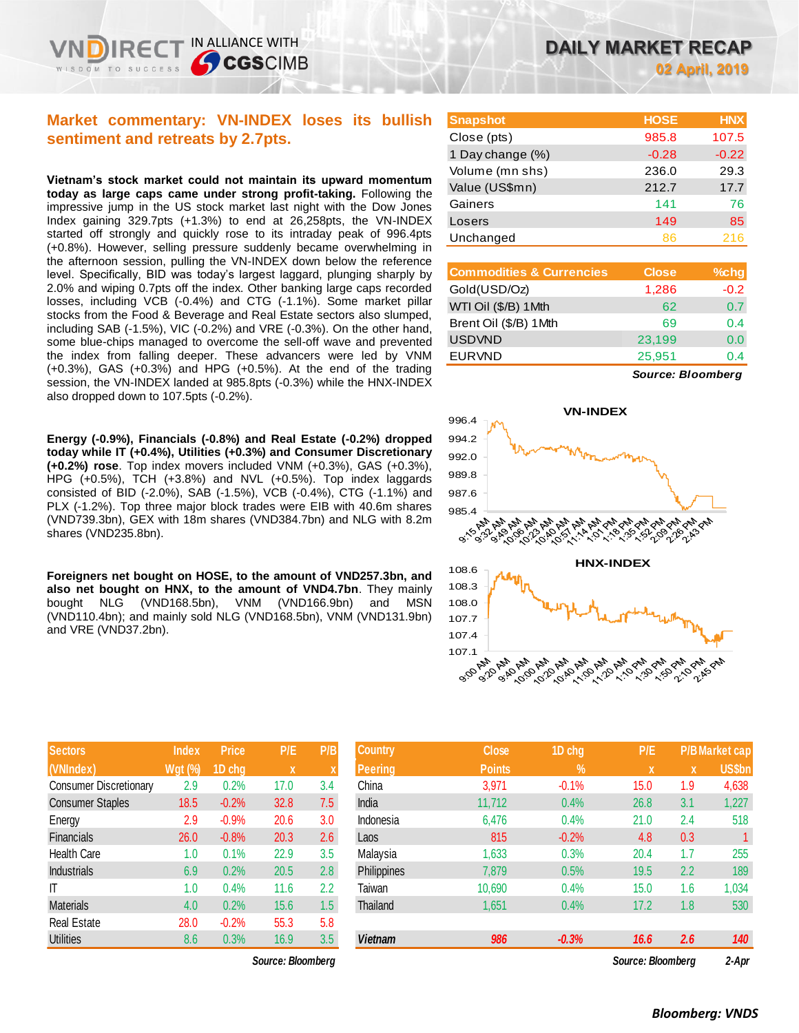# DAILY MARKET RECAP

**02 April, 2019**

## Market commentary: VN-INDEX loses its bullish sentiment and retreats by 2.7pts.

**Vietnam's stock market could not maintain its upward momentum today as large caps came under strong profit-taking.** Following the impressive jump in the US stock market last night with the Dow Jones Index gaining 329.7pts (+1.3%) to end at 26,258pts, the VN-INDEX started off strongly and quickly rose to its intraday peak of 996.4pts (+0.8%). However, selling pressure suddenly became overwhelming in the afternoon session, pulling the VN-INDEX down below the reference level. Specifically, BID was today's largest laggard, plunging sharply by 2.0% and wiping 0.7pts off the index. Other banking large caps recorded losses, including VCB (-0.4%) and CTG (-1.1%). Some market pillar stocks from the Food & Beverage and Real Estate sectors also slumped, including SAB (-1.5%), VIC (-0.2%) and VRE (-0.3%). On the other hand, some blue-chips managed to overcome the sell-off wave and prevented the index from falling deeper. These advancers were led by VNM (+0.3%), GAS (+0.3%) and HPG (+0.5%). At the end of the trading session, the VN-INDEX landed at 985.8pts (-0.3%) while the HNX-INDEX also dropped down to 107.5pts (-0.2%).

**Energy (-0.9%), Financials (-0.8%) and Real Estate (-0.2%) dropped today while IT (+0.4%), Utilities (+0.3%) and Consumer Discretionary (+0.2%) rose**. Top index movers included VNM (+0.3%), GAS (+0.3%), HPG (+0.5%), TCH (+3.8%) and NVL (+0.5%). Top index laggards consisted of BID (-2.0%), SAB (-1.5%), VCB (-0.4%), CTG (-1.1%) and PLX (-1.2%). Top three major block trades were EIB with 40.6m shares (VND739.3bn), GEX with 18m shares (VND384.7bn) and NLG with 8.2m shares (VND235.8bn).

**Foreigners net bought on HOSE, to the amount of VND257.3bn, and also net bought on HNX, to the amount of VND4.7bn**. They mainly bought NLG (VND168.5bn), VNM (VND166.9bn) and MSN (VND110.4bn); and mainly sold NLG (VND168.5bn), VNM (VND131.9bn) and VRE (VND37.2bn).

| Snapshot | HOSE | HNX |
|---|---|---|
| Close (pts) | 985.8 | 107.5 |
| 1 Day change (%) | -0.28 | -0.22 |
| Volume (mn shs) | 236.0 | 29.3 |
| Value (US$mn) | 212.7 | 17.7 |
| Gainers | 141 | 76 |
| Losers | 149 | 85 |
| Unchanged | 86 | 216 |

| Commodities & Currencies | Close | %chg |
|---|---|---|
| Gold(USD/Oz) | 1,286 | -0.2 |
| WTI Oil ($/B) 1Mth | 62 | 0.7 |
| Brent Oil ($/B) 1Mth | 69 | 0.4 |
| USDVND | 23,199 | 0.0 |
| EURVND | 25,951 | 0.4 |

*Source: Bloomberg*

| Sectors (VNIndex) | Index Wgt (%) | Price 1D chg | P/E x | P/B x |
|---|---|---|---|---|
| Consumer Discretionary | 2.9 | 0.2% | 17.0 | 3.4 |
| Consumer Staples | 18.5 | -0.2% | 32.8 | 7.5 |
| Energy | 2.9 | -0.9% | 20.6 | 3.0 |
| Financials | 26.0 | -0.8% | 20.3 | 2.6 |
| Health Care | 1.0 | 0.1% | 22.9 | 3.5 |
| Industrials | 6.9 | 0.2% | 20.5 | 2.8 |
| IT | 1.0 | 0.4% | 11.6 | 2.2 |
| Materials | 4.0 | 0.2% | 15.6 | 1.5 |
| Real Estate | 28.0 | -0.2% | 55.3 | 5.8 |
| Utilities | 8.6 | 0.3% | 16.9 | 3.5 |

*Source: Bloomberg*

| Country Peering | Close Points | 1D chg % | P/E x | P/B x | Market cap US$bn |
|---|---|---|---|---|---|
| China | 3,971 | -0.1% | 15.0 | 1.9 | 4,638 |
| India | 11,712 | 0.4% | 26.8 | 3.1 | 1,227 |
| Indonesia | 6,476 | 0.4% | 21.0 | 2.4 | 518 |
| Laos | 815 | -0.2% | 4.8 | 0.3 | 1 |
| Malaysia | 1,633 | 0.3% | 20.4 | 1.7 | 255 |
| Philippines | 7,879 | 0.5% | 19.5 | 2.2 | 189 |
| Taiwan | 10,690 | 0.4% | 15.0 | 1.6 | 1,034 |
| Thailand | 1,651 | 0.4% | 17.2 | 1.8 | 530 |
| ***Vietnam*** | ***986*** | ***-0.3%*** | ***16.6*** | ***2.6*** | ***140*** |

*Source: Bloomberg* *2-Apr*

***Bloomberg: VNDS***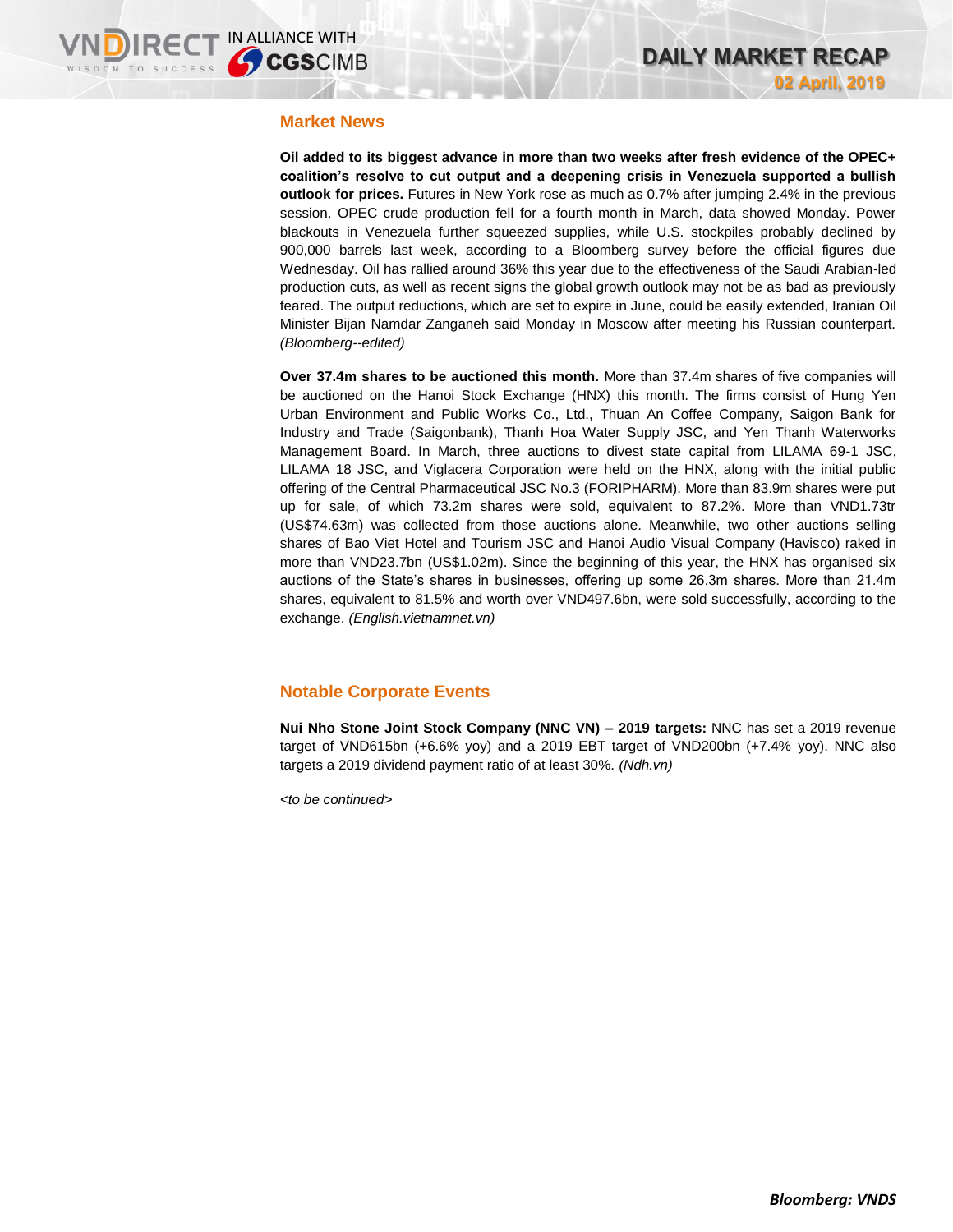## Market News

**Oil added to its biggest advance in more than two weeks after fresh evidence of the OPEC+ coalition's resolve to cut output and a deepening crisis in Venezuela supported a bullish outlook for prices.** Futures in New York rose as much as 0.7% after jumping 2.4% in the previous session. OPEC crude production fell for a fourth month in March, data showed Monday. Power blackouts in Venezuela further squeezed supplies, while U.S. stockpiles probably declined by 900,000 barrels last week, according to a Bloomberg survey before the official figures due Wednesday. Oil has rallied around 36% this year due to the effectiveness of the Saudi Arabian-led production cuts, as well as recent signs the global growth outlook may not be as bad as previously feared. The output reductions, which are set to expire in June, could be easily extended, Iranian Oil Minister Bijan Namdar Zanganeh said Monday in Moscow after meeting his Russian counterpart. *(Bloomberg--edited)*

**Over 37.4m shares to be auctioned this month.** More than 37.4m shares of five companies will be auctioned on the Hanoi Stock Exchange (HNX) this month. The firms consist of Hung Yen Urban Environment and Public Works Co., Ltd., Thuan An Coffee Company, Saigon Bank for Industry and Trade (Saigonbank), Thanh Hoa Water Supply JSC, and Yen Thanh Waterworks Management Board. In March, three auctions to divest state capital from LILAMA 69-1 JSC, LILAMA 18 JSC, and Viglacera Corporation were held on the HNX, along with the initial public offering of the Central Pharmaceutical JSC No.3 (FORIPHARM). More than 83.9m shares were put up for sale, of which 73.2m shares were sold, equivalent to 87.2%. More than VND1.73tr (US$74.63m) was collected from those auctions alone. Meanwhile, two other auctions selling shares of Bao Viet Hotel and Tourism JSC and Hanoi Audio Visual Company (Havisco) raked in more than VND23.7bn (US$1.02m). Since the beginning of this year, the HNX has organised six auctions of the State's shares in businesses, offering up some 26.3m shares. More than 21.4m shares, equivalent to 81.5% and worth over VND497.6bn, were sold successfully, according to the exchange. *(English.vietnamnet.vn)*

## Notable Corporate Events

**Nui Nho Stone Joint Stock Company (NNC VN) – 2019 targets:** NNC has set a 2019 revenue target of VND615bn (+6.6% yoy) and a 2019 EBT target of VND200bn (+7.4% yoy). NNC also targets a 2019 dividend payment ratio of at least 30%. *(Ndh.vn)*

*<to be continued>*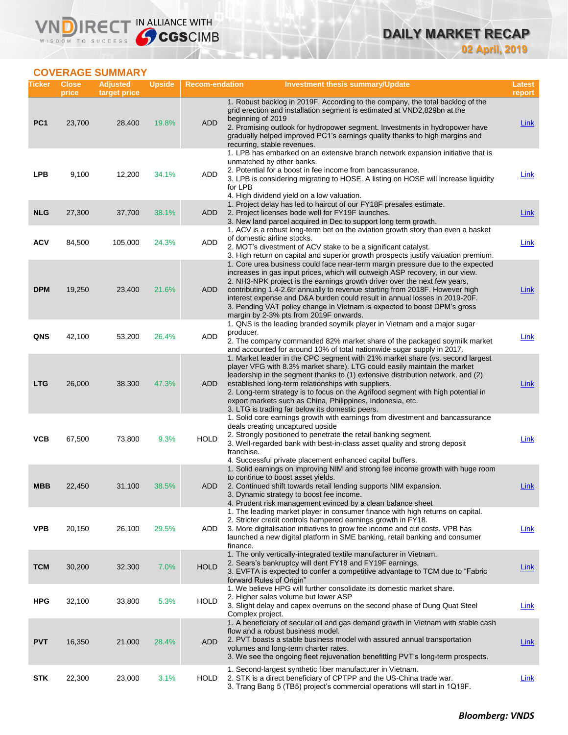## COVERAGE SUMMARY

| Ticker | Close price | Adjusted target price | Upside | Recom-endation | Investment thesis summary/Update | Latest report |
|---|---|---|---|---|---|---|
| PC1 | 23,700 | 28,400 | 19.8% | ADD | 1. Robust backlog in 2019F. According to the company, the total backlog of the grid erection and installation segment is estimated at VND2,829bn at the beginning of 2019<br>2. Promising outlook for hydropower segment. Investments in hydropower have gradually helped improved PC1's earnings quality thanks to high margins and recurring, stable revenues. | Link |
| LPB | 9,100 | 12,200 | 34.1% | ADD | 1. LPB has embarked on an extensive branch network expansion initiative that is unmatched by other banks.<br>2. Potential for a boost in fee income from bancassurance.<br>3. LPB is considering migrating to HOSE. A listing on HOSE will increase liquidity for LPB<br>4. High dividend yield on a low valuation. | Link |
| NLG | 27,300 | 37,700 | 38.1% | ADD | 1. Project delay has led to haircut of our FY18F presales estimate.<br>2. Project licenses bode well for FY19F launches.<br>3. New land parcel acquired in Dec to support long term growth. | Link |
| ACV | 84,500 | 105,000 | 24.3% | ADD | 1. ACV is a robust long-term bet on the aviation growth story than even a basket of domestic airline stocks.<br>2. MOT's divestment of ACV stake to be a significant catalyst.<br>3. High return on capital and superior growth prospects justify valuation premium. | Link |
| DPM | 19,250 | 23,400 | 21.6% | ADD | 1. Core urea business could face near-term margin pressure due to the expected increases in gas input prices, which will outweigh ASP recovery, in our view.<br>2. NH3-NPK project is the earnings growth driver over the next few years, contributing 1.4-2.6tr annually to revenue starting from 2018F. However high interest expense and D&A burden could result in annual losses in 2019-20F.<br>3. Pending VAT policy change in Vietnam is expected to boost DPM's gross margin by 2-3% pts from 2019F onwards. | Link |
| QNS | 42,100 | 53,200 | 26.4% | ADD | 1. QNS is the leading branded soymilk player in Vietnam and a major sugar producer.<br>2. The company commanded 82% market share of the packaged soymilk market and accounted for around 10% of total nationwide sugar supply in 2017. | Link |
| LTG | 26,000 | 38,300 | 47.3% | ADD | 1. Market leader in the CPC segment with 21% market share (vs. second largest player VFG with 8.3% market share). LTG could easily maintain the market leadership in the segment thanks to (1) extensive distribution network, and (2) established long-term relationships with suppliers.<br>2. Long-term strategy is to focus on the Agrifood segment with high potential in export markets such as China, Philippines, Indonesia, etc.<br>3. LTG is trading far below its domestic peers. | Link |
| VCB | 67,500 | 73,800 | 9.3% | HOLD | 1. Solid core earnings growth with earnings from divestment and bancassurance deals creating uncaptured upside<br>2. Strongly positioned to penetrate the retail banking segment.<br>3. Well-regarded bank with best-in-class asset quality and strong deposit franchise.<br>4. Successful private placement enhanced capital buffers. | Link |
| MBB | 22,450 | 31,100 | 38.5% | ADD | 1. Solid earnings on improving NIM and strong fee income growth with huge room to continue to boost asset yields.<br>2. Continued shift towards retail lending supports NIM expansion.<br>3. Dynamic strategy to boost fee income.<br>4. Prudent risk management evinced by a clean balance sheet | Link |
| VPB | 20,150 | 26,100 | 29.5% | ADD | 1. The leading market player in consumer finance with high returns on capital.<br>2. Stricter credit controls hampered earnings growth in FY18.<br>3. More digitalisation initiatives to grow fee income and cut costs. VPB has launched a new digital platform in SME banking, retail banking and consumer finance. | Link |
| TCM | 30,200 | 32,300 | 7.0% | HOLD | 1. The only vertically-integrated textile manufacturer in Vietnam.<br>2. Sears's bankruptcy will dent FY18 and FY19F earnings.<br>3. EVFTA is expected to confer a competitive advantage to TCM due to "Fabric forward Rules of Origin" | Link |
| HPG | 32,100 | 33,800 | 5.3% | HOLD | 1. We believe HPG will further consolidate its domestic market share.<br>2. Higher sales volume but lower ASP<br>3. Slight delay and capex overruns on the second phase of Dung Quat Steel Complex project. | Link |
| PVT | 16,350 | 21,000 | 28.4% | ADD | 1. A beneficiary of secular oil and gas demand growth in Vietnam with stable cash flow and a robust business model.<br>2. PVT boasts a stable business model with assured annual transportation volumes and long-term charter rates.<br>3. We see the ongoing fleet rejuvenation benefitting PVT's long-term prospects. | Link |
| STK | 22,300 | 23,000 | 3.1% | HOLD | 1. Second-largest synthetic fiber manufacturer in Vietnam.<br>2. STK is a direct beneficiary of CPTPP and the US-China trade war.<br>3. Trang Bang 5 (TB5) project's commercial operations will start in 1Q19F. | Link |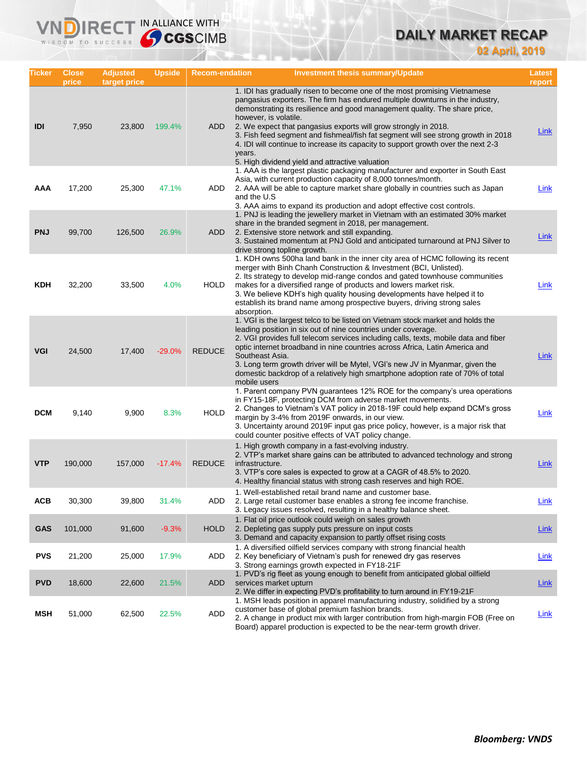# DAILY MARKET RECAP

**02 April, 2019**

| Ticker | Close price | Adjusted target price | Upside | Recom-endation | Investment thesis summary/Update | Latest report |
|---|---|---|---|---|---|---|
| IDI | 7,950 | 23,800 | 199.4% | ADD | 1. IDI has gradually risen to become one of the most promising Vietnamese pangasius exporters. The firm has endured multiple downturns in the industry, demonstrating its resilience and good management quality. The share price, however, is volatile.<br>2. We expect that pangasius exports will grow strongly in 2018.<br>3. Fish feed segment and fishmeal/fish fat segment will see strong growth in 2018<br>4. IDI will continue to increase its capacity to support growth over the next 2-3 years.<br>5. High dividend yield and attractive valuation | Link |
| AAA | 17,200 | 25,300 | 47.1% | ADD | 1. AAA is the largest plastic packaging manufacturer and exporter in South East Asia, with current production capacity of 8,000 tonnes/month.<br>2. AAA will be able to capture market share globally in countries such as Japan and the U.S<br>3. AAA aims to expand its production and adopt effective cost controls. | Link |
| PNJ | 99,700 | 126,500 | 26.9% | ADD | 1. PNJ is leading the jewellery market in Vietnam with an estimated 30% market share in the branded segment in 2018, per management.<br>2. Extensive store network and still expanding.<br>3. Sustained momentum at PNJ Gold and anticipated turnaround at PNJ Silver to drive strong topline growth. | Link |
| KDH | 32,200 | 33,500 | 4.0% | HOLD | 1. KDH owns 500ha land bank in the inner city area of HCMC following its recent merger with Binh Chanh Construction & Investment (BCI, Unlisted).<br>2. Its strategy to develop mid-range condos and gated townhouse communities makes for a diversified range of products and lowers market risk.<br>3. We believe KDH's high quality housing developments have helped it to establish its brand name among prospective buyers, driving strong sales absorption. | Link |
| VGI | 24,500 | 17,400 | -29.0% | REDUCE | 1. VGI is the largest telco to be listed on Vietnam stock market and holds the leading position in six out of nine countries under coverage.<br>2. VGI provides full telecom services including calls, texts, mobile data and fiber optic internet broadband in nine countries across Africa, Latin America and Southeast Asia.<br>3. Long term growth driver will be Mytel, VGI's new JV in Myanmar, given the domestic backdrop of a relatively high smartphone adoption rate of 70% of total mobile users | Link |
| DCM | 9,140 | 9,900 | 8.3% | HOLD | 1. Parent company PVN guarantees 12% ROE for the company's urea operations in FY15-18F, protecting DCM from adverse market movements.<br>2. Changes to Vietnam's VAT policy in 2018-19F could help expand DCM's gross margin by 3-4% from 2019F onwards, in our view.<br>3. Uncertainty around 2019F input gas price policy, however, is a major risk that could counter positive effects of VAT policy change. | Link |
| VTP | 190,000 | 157,000 | -17.4% | REDUCE | 1. High growth company in a fast-evolving industry.<br>2. VTP's market share gains can be attributed to advanced technology and strong infrastructure.<br>3. VTP's core sales is expected to grow at a CAGR of 48.5% to 2020.<br>4. Healthy financial status with strong cash reserves and high ROE. | Link |
| ACB | 30,300 | 39,800 | 31.4% | ADD | 1. Well-established retail brand name and customer base.<br>2. Large retail customer base enables a strong fee income franchise.<br>3. Legacy issues resolved, resulting in a healthy balance sheet. | Link |
| GAS | 101,000 | 91,600 | -9.3% | HOLD | 1. Flat oil price outlook could weigh on sales growth<br>2. Depleting gas supply puts pressure on input costs<br>3. Demand and capacity expansion to partly offset rising costs | Link |
| PVS | 21,200 | 25,000 | 17.9% | ADD | 1. A diversified oilfield services company with strong financial health<br>2. Key beneficiary of Vietnam's push for renewed dry gas reserves<br>3. Strong earnings growth expected in FY18-21F | Link |
| PVD | 18,600 | 22,600 | 21.5% | ADD | 1. PVD's rig fleet as young enough to benefit from anticipated global oilfield services market upturn<br>2. We differ in expecting PVD's profitability to turn around in FY19-21F | Link |
| MSH | 51,000 | 62,500 | 22.5% | ADD | 1. MSH leads position in apparel manufacturing industry, solidified by a strong customer base of global premium fashion brands.<br>2. A change in product mix with larger contribution from high-margin FOB (Free on Board) apparel production is expected to be the near-term growth driver. | Link |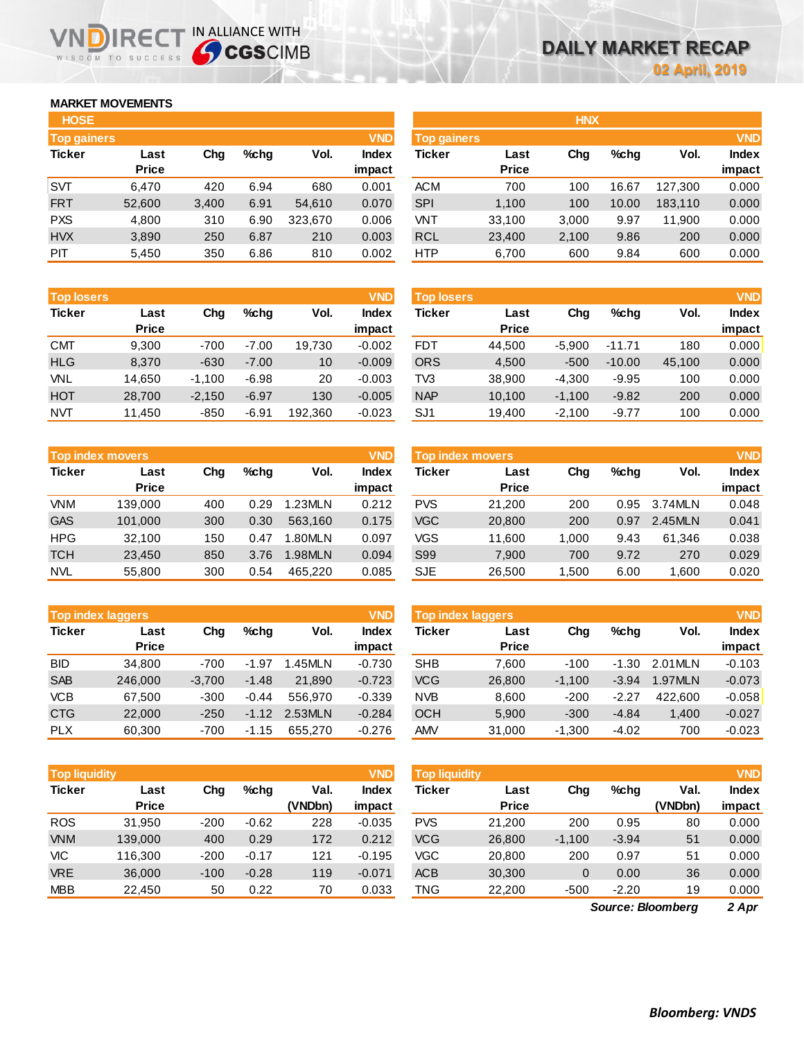# DAILY MARKET RECAP

**02 April, 2019**

## MARKET MOVEMENTS

### HOSE

**Top gainers** (VND)

| Ticker | Last Price | Chg | %chg | Vol. | Index impact |
|---|---|---|---|---|---|
| SVT | 6,470 | 420 | 6.94 | 680 | 0.001 |
| FRT | 52,600 | 3,400 | 6.91 | 54,610 | 0.070 |
| PXS | 4,800 | 310 | 6.90 | 323,670 | 0.006 |
| HVX | 3,890 | 250 | 6.87 | 210 | 0.003 |
| PIT | 5,450 | 350 | 6.86 | 810 | 0.002 |

**Top losers** (VND)

| Ticker | Last Price | Chg | %chg | Vol. | Index impact |
|---|---|---|---|---|---|
| CMT | 9,300 | -700 | -7.00 | 19,730 | -0.002 |
| HLG | 8,370 | -630 | -7.00 | 10 | -0.009 |
| VNL | 14,650 | -1,100 | -6.98 | 20 | -0.003 |
| HOT | 28,700 | -2,150 | -6.97 | 130 | -0.005 |
| NVT | 11,450 | -850 | -6.91 | 192,360 | -0.023 |

**Top index movers** (VND)

| Ticker | Last Price | Chg | %chg | Vol. | Index impact |
|---|---|---|---|---|---|
| VNM | 139,000 | 400 | 0.29 | 1.23MLN | 0.212 |
| GAS | 101,000 | 300 | 0.30 | 563,160 | 0.175 |
| HPG | 32,100 | 150 | 0.47 | 1.80MLN | 0.097 |
| TCH | 23,450 | 850 | 3.76 | 1.98MLN | 0.094 |
| NVL | 55,800 | 300 | 0.54 | 465,220 | 0.085 |

**Top index laggers** (VND)

| Ticker | Last Price | Chg | %chg | Vol. | Index impact |
|---|---|---|---|---|---|
| BID | 34,800 | -700 | -1.97 | 1.45MLN | -0.730 |
| SAB | 246,000 | -3,700 | -1.48 | 21,890 | -0.723 |
| VCB | 67,500 | -300 | -0.44 | 556,970 | -0.339 |
| CTG | 22,000 | -250 | -1.12 | 2.53MLN | -0.284 |
| PLX | 60,300 | -700 | -1.15 | 655,270 | -0.276 |

**Top liquidity** (VND)

| Ticker | Last Price | Chg | %chg | Val. (VNDbn) | Index impact |
|---|---|---|---|---|---|
| ROS | 31,950 | -200 | -0.62 | 228 | -0.035 |
| VNM | 139,000 | 400 | 0.29 | 172 | 0.212 |
| VIC | 116,300 | -200 | -0.17 | 121 | -0.195 |
| VRE | 36,000 | -100 | -0.28 | 119 | -0.071 |
| MBB | 22,450 | 50 | 0.22 | 70 | 0.033 |

### HNX

**Top gainers** (VND)

| Ticker | Last Price | Chg | %chg | Vol. | Index impact |
|---|---|---|---|---|---|
| ACM | 700 | 100 | 16.67 | 127,300 | 0.000 |
| SPI | 1,100 | 100 | 10.00 | 183,110 | 0.000 |
| VNT | 33,100 | 3,000 | 9.97 | 11,900 | 0.000 |
| RCL | 23,400 | 2,100 | 9.86 | 200 | 0.000 |
| HTP | 6,700 | 600 | 9.84 | 600 | 0.000 |

**Top losers** (VND)

| Ticker | Last Price | Chg | %chg | Vol. | Index impact |
|---|---|---|---|---|---|
| FDT | 44,500 | -5,900 | -11.71 | 180 | 0.000 |
| ORS | 4,500 | -500 | -10.00 | 45,100 | 0.000 |
| TV3 | 38,900 | -4,300 | -9.95 | 100 | 0.000 |
| NAP | 10,100 | -1,100 | -9.82 | 200 | 0.000 |
| SJ1 | 19,400 | -2,100 | -9.77 | 100 | 0.000 |

**Top index movers** (VND)

| Ticker | Last Price | Chg | %chg | Vol. | Index impact |
|---|---|---|---|---|---|
| PVS | 21,200 | 200 | 0.95 | 3.74MLN | 0.048 |
| VGC | 20,800 | 200 | 0.97 | 2.45MLN | 0.041 |
| VGS | 11,600 | 1,000 | 9.43 | 61,346 | 0.038 |
| S99 | 7,900 | 700 | 9.72 | 270 | 0.029 |
| SJE | 26,500 | 1,500 | 6.00 | 1,600 | 0.020 |

**Top index laggers** (VND)

| Ticker | Last Price | Chg | %chg | Vol. | Index impact |
|---|---|---|---|---|---|
| SHB | 7,600 | -100 | -1.30 | 2.01MLN | -0.103 |
| VCG | 26,800 | -1,100 | -3.94 | 1.97MLN | -0.073 |
| NVB | 8,600 | -200 | -2.27 | 422,600 | -0.058 |
| OCH | 5,900 | -300 | -4.84 | 1,400 | -0.027 |
| AMV | 31,000 | -1,300 | -4.02 | 700 | -0.023 |

**Top liquidity** (VND)

| Ticker | Last Price | Chg | %chg | Val. (VNDbn) | Index impact |
|---|---|---|---|---|---|
| PVS | 21,200 | 200 | 0.95 | 80 | 0.000 |
| VCG | 26,800 | -1,100 | -3.94 | 51 | 0.000 |
| VGC | 20,800 | 200 | 0.97 | 51 | 0.000 |
| ACB | 30,300 | 0 | 0.00 | 36 | 0.000 |
| TNG | 22,200 | -500 | -2.20 | 19 | 0.000 |

*Source: Bloomberg* *2 Apr*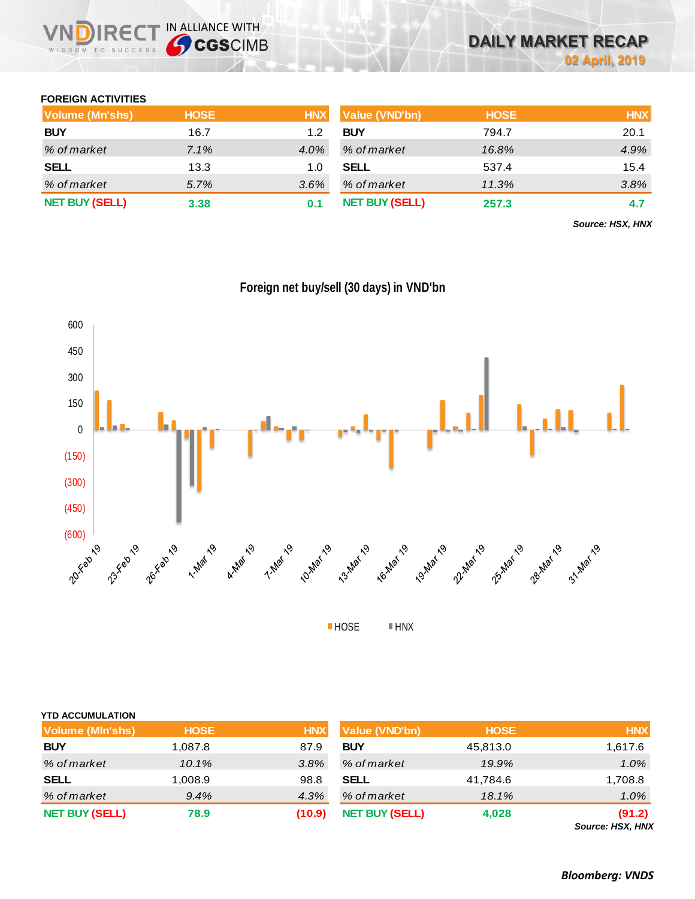## FOREIGN ACTIVITIES

| Volume (Mn'shs) | HOSE | HNX |
|---|---|---|
| **BUY** | 16.7 | 1.2 |
| *% of market* | *7.1%* | *4.0%* |
| **SELL** | 13.3 | 1.0 |
| *% of market* | *5.7%* | *3.6%* |
| **NET BUY (SELL)** | **3.38** | **0.1** |

| Value (VND'bn) | HOSE | HNX |
|---|---|---|
| **BUY** | 794.7 | 20.1 |
| *% of market* | *16.8%* | *4.9%* |
| **SELL** | 537.4 | 15.4 |
| *% of market* | *11.3%* | *3.8%* |
| **NET BUY (SELL)** | **257.3** | **4.7** |

***Source: HSX, HNX***

**Foreign net buy/sell (30 days) in VND'bn**

## YTD ACCUMULATION

| Volume (Mln'shs) | HOSE | HNX |
|---|---|---|
| **BUY** | 1,087.8 | 87.9 |
| *% of market* | *10.1%* | *3.8%* |
| **SELL** | 1,008.9 | 98.8 |
| *% of market* | *9.4%* | *4.3%* |
| **NET BUY (SELL)** | **78.9** | **(10.9)** |

| Value (VND'bn) | HOSE | HNX |
|---|---|---|
| **BUY** | 45,813.0 | 1,617.6 |
| *% of market* | *19.9%* | *1.0%* |
| **SELL** | 41,784.6 | 1,708.8 |
| *% of market* | *18.1%* | *1.0%* |
| **NET BUY (SELL)** | **4,028** | **(91.2)** |

***Source: HSX, HNX***

***Bloomberg: VNDS***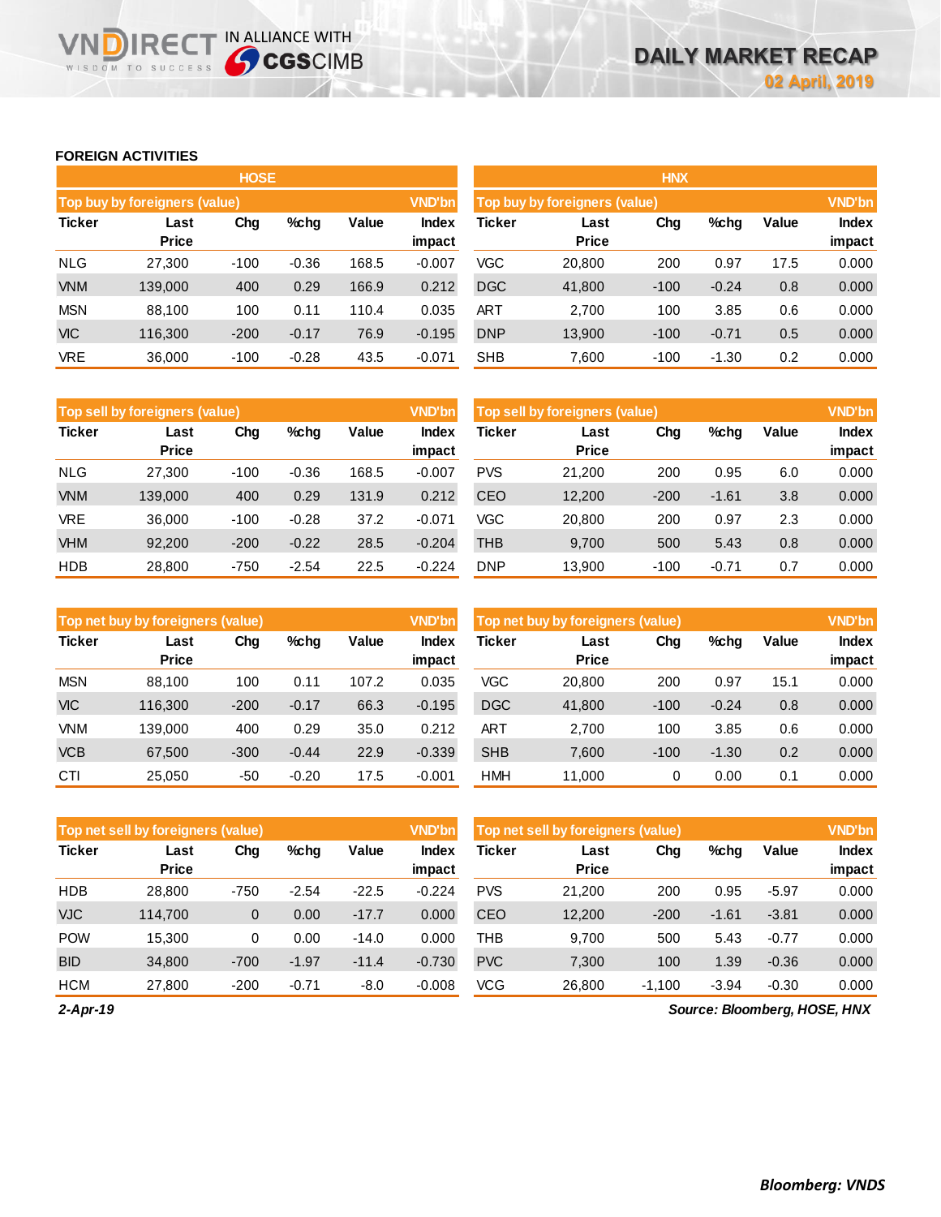## FOREIGN ACTIVITIES

### HOSE

| Top buy by foreigners (value) | | | | | VND'bn |
|---|---|---|---|---|---|
| Ticker | Last Price | Chg | %chg | Value | Index impact |
| NLG | 27,300 | -100 | -0.36 | 168.5 | -0.007 |
| VNM | 139,000 | 400 | 0.29 | 166.9 | 0.212 |
| MSN | 88,100 | 100 | 0.11 | 110.4 | 0.035 |
| VIC | 116,300 | -200 | -0.17 | 76.9 | -0.195 |
| VRE | 36,000 | -100 | -0.28 | 43.5 | -0.071 |

| Top sell by foreigners (value) | | | | | VND'bn |
|---|---|---|---|---|---|
| Ticker | Last Price | Chg | %chg | Value | Index impact |
| NLG | 27,300 | -100 | -0.36 | 168.5 | -0.007 |
| VNM | 139,000 | 400 | 0.29 | 131.9 | 0.212 |
| VRE | 36,000 | -100 | -0.28 | 37.2 | -0.071 |
| VHM | 92,200 | -200 | -0.22 | 28.5 | -0.204 |
| HDB | 28,800 | -750 | -2.54 | 22.5 | -0.224 |

| Top net buy by foreigners (value) | | | | | VND'bn |
|---|---|---|---|---|---|
| Ticker | Last Price | Chg | %chg | Value | Index impact |
| MSN | 88,100 | 100 | 0.11 | 107.2 | 0.035 |
| VIC | 116,300 | -200 | -0.17 | 66.3 | -0.195 |
| VNM | 139,000 | 400 | 0.29 | 35.0 | 0.212 |
| VCB | 67,500 | -300 | -0.44 | 22.9 | -0.339 |
| CTI | 25,050 | -50 | -0.20 | 17.5 | -0.001 |

| Top net sell by foreigners (value) | | | | | VND'bn |
|---|---|---|---|---|---|
| Ticker | Last Price | Chg | %chg | Value | Index impact |
| HDB | 28,800 | -750 | -2.54 | -22.5 | -0.224 |
| VJC | 114,700 | 0 | 0.00 | -17.7 | 0.000 |
| POW | 15,300 | 0 | 0.00 | -14.0 | 0.000 |
| BID | 34,800 | -700 | -1.97 | -11.4 | -0.730 |
| HCM | 27,800 | -200 | -0.71 | -8.0 | -0.008 |

### HNX

| Top buy by foreigners (value) | | | | | VND'bn |
|---|---|---|---|---|---|
| Ticker | Last Price | Chg | %chg | Value | Index impact |
| VGC | 20,800 | 200 | 0.97 | 17.5 | 0.000 |
| DGC | 41,800 | -100 | -0.24 | 0.8 | 0.000 |
| ART | 2,700 | 100 | 3.85 | 0.6 | 0.000 |
| DNP | 13,900 | -100 | -0.71 | 0.5 | 0.000 |
| SHB | 7,600 | -100 | -1.30 | 0.2 | 0.000 |

| Top sell by foreigners (value) | | | | | VND'bn |
|---|---|---|---|---|---|
| Ticker | Last Price | Chg | %chg | Value | Index impact |
| PVS | 21,200 | 200 | 0.95 | 6.0 | 0.000 |
| CEO | 12,200 | -200 | -1.61 | 3.8 | 0.000 |
| VGC | 20,800 | 200 | 0.97 | 2.3 | 0.000 |
| THB | 9,700 | 500 | 5.43 | 0.8 | 0.000 |
| DNP | 13,900 | -100 | -0.71 | 0.7 | 0.000 |

| Top net buy by foreigners (value) | | | | | VND'bn |
|---|---|---|---|---|---|
| Ticker | Last Price | Chg | %chg | Value | Index impact |
| VGC | 20,800 | 200 | 0.97 | 15.1 | 0.000 |
| DGC | 41,800 | -100 | -0.24 | 0.8 | 0.000 |
| ART | 2,700 | 100 | 3.85 | 0.6 | 0.000 |
| SHB | 7,600 | -100 | -1.30 | 0.2 | 0.000 |
| HMH | 11,000 | 0 | 0.00 | 0.1 | 0.000 |

| Top net sell by foreigners (value) | | | | | VND'bn |
|---|---|---|---|---|---|
| Ticker | Last Price | Chg | %chg | Value | Index impact |
| PVS | 21,200 | 200 | 0.95 | -5.97 | 0.000 |
| CEO | 12,200 | -200 | -1.61 | -3.81 | 0.000 |
| THB | 9,700 | 500 | 5.43 | -0.77 | 0.000 |
| PVC | 7,300 | 100 | 1.39 | -0.36 | 0.000 |
| VCG | 26,800 | -1,100 | -3.94 | -0.30 | 0.000 |

*2-Apr-19*

*Source: Bloomberg, HOSE, HNX*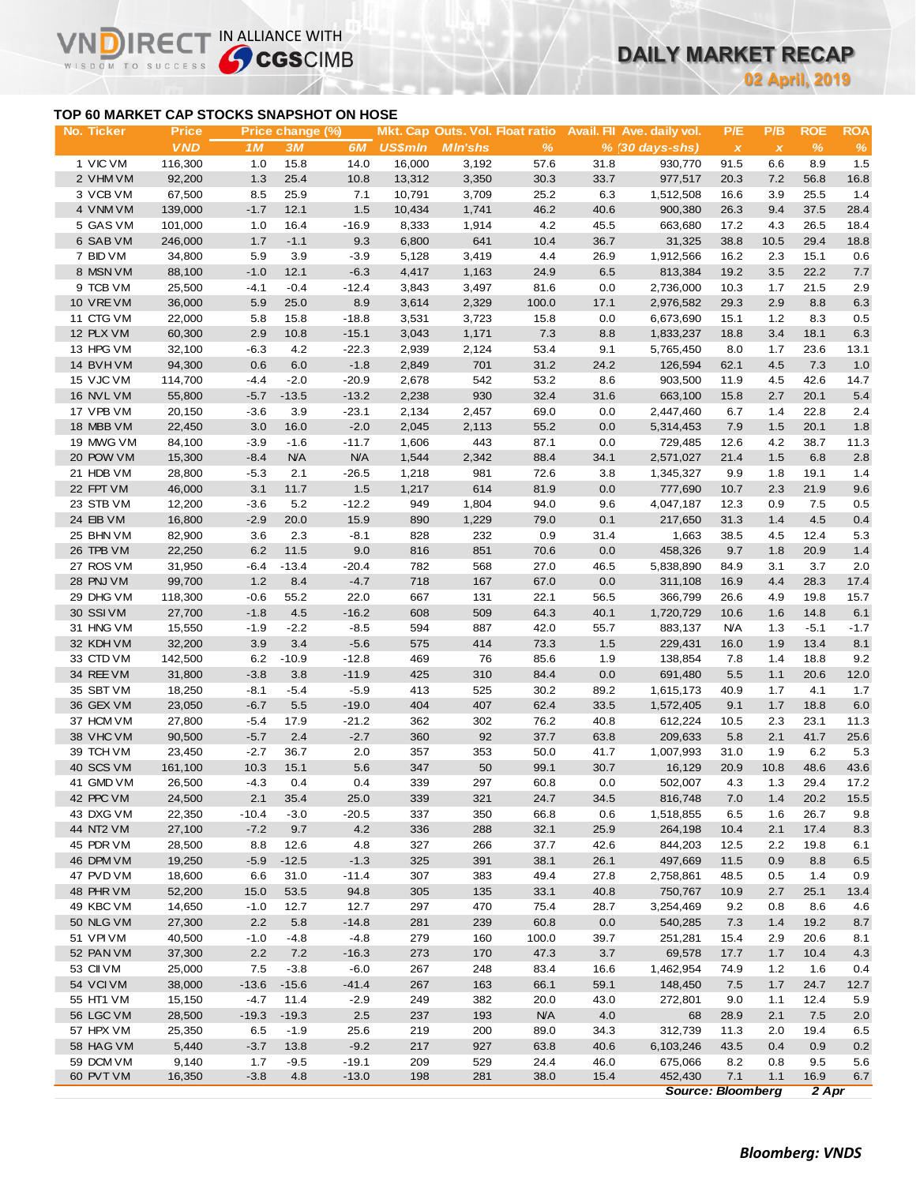# DAILY MARKET RECAP

**02 April, 2019**

## TOP 60 MARKET CAP STOCKS SNAPSHOT ON HOSE

| No. | Ticker | Price | Price change (%) | | | Mkt. Cap | Outs. Vol. | Float ratio | Avail. FII | Ave. daily vol. | P/E | P/B | ROE | ROA |
|---|---|---|---|---|---|---|---|---|---|---|---|---|---|---|
| | | VND | 1M | 3M | 6M | US$mln | Mln'shs | % | % | (30 days-shs) | x | x | % | % |
| 1 | VIC VM | 116,300 | 1.0 | 15.8 | 14.0 | 16,000 | 3,192 | 57.6 | 31.8 | 930,770 | 91.5 | 6.6 | 8.9 | 1.5 |
| 2 | VHM VM | 92,200 | 1.3 | 25.4 | 10.8 | 13,312 | 3,350 | 30.3 | 33.7 | 977,517 | 20.3 | 7.2 | 56.8 | 16.8 |
| 3 | VCB VM | 67,500 | 8.5 | 25.9 | 7.1 | 10,791 | 3,709 | 25.2 | 6.3 | 1,512,508 | 16.6 | 3.9 | 25.5 | 1.4 |
| 4 | VNM VM | 139,000 | -1.7 | 12.1 | 1.5 | 10,434 | 1,741 | 46.2 | 40.6 | 900,380 | 26.3 | 9.4 | 37.5 | 28.4 |
| 5 | GAS VM | 101,000 | 1.0 | 16.4 | -16.9 | 8,333 | 1,914 | 4.2 | 45.5 | 663,680 | 17.2 | 4.3 | 26.5 | 18.4 |
| 6 | SAB VM | 246,000 | 1.7 | -1.1 | 9.3 | 6,800 | 641 | 10.4 | 36.7 | 31,325 | 38.8 | 10.5 | 29.4 | 18.8 |
| 7 | BID VM | 34,800 | 5.9 | 3.9 | -3.9 | 5,128 | 3,419 | 4.4 | 26.9 | 1,912,566 | 16.2 | 2.3 | 15.1 | 0.6 |
| 8 | MSN VM | 88,100 | -1.0 | 12.1 | -6.3 | 4,417 | 1,163 | 24.9 | 6.5 | 813,384 | 19.2 | 3.5 | 22.2 | 7.7 |
| 9 | TCB VM | 25,500 | -4.1 | -0.4 | -12.4 | 3,843 | 3,497 | 81.6 | 0.0 | 2,736,000 | 10.3 | 1.7 | 21.5 | 2.9 |
| 10 | VRE VM | 36,000 | 5.9 | 25.0 | 8.9 | 3,614 | 2,329 | 100.0 | 17.1 | 2,976,582 | 29.3 | 2.9 | 8.8 | 6.3 |
| 11 | CTG VM | 22,000 | 5.8 | 15.8 | -18.8 | 3,531 | 3,723 | 15.8 | 0.0 | 6,673,690 | 15.1 | 1.2 | 8.3 | 0.5 |
| 12 | PLX VM | 60,300 | 2.9 | 10.8 | -15.1 | 3,043 | 1,171 | 7.3 | 8.8 | 1,833,237 | 18.8 | 3.4 | 18.1 | 6.3 |
| 13 | HPG VM | 32,100 | -6.3 | 4.2 | -22.3 | 2,939 | 2,124 | 53.4 | 9.1 | 5,765,450 | 8.0 | 1.7 | 23.6 | 13.1 |
| 14 | BVH VM | 94,300 | 0.6 | 6.0 | -1.8 | 2,849 | 701 | 31.2 | 24.2 | 126,594 | 62.1 | 4.5 | 7.3 | 1.0 |
| 15 | VJC VM | 114,700 | -4.4 | -2.0 | -20.9 | 2,678 | 542 | 53.2 | 8.6 | 903,500 | 11.9 | 4.5 | 42.6 | 14.7 |
| 16 | NVL VM | 55,800 | -5.7 | -13.5 | -13.2 | 2,238 | 930 | 32.4 | 31.6 | 663,100 | 15.8 | 2.7 | 20.1 | 5.4 |
| 17 | VPB VM | 20,150 | -3.6 | 3.9 | -23.1 | 2,134 | 2,457 | 69.0 | 0.0 | 2,447,460 | 6.7 | 1.4 | 22.8 | 2.4 |
| 18 | MBB VM | 22,450 | 3.0 | 16.0 | -2.0 | 2,045 | 2,113 | 55.2 | 0.0 | 5,314,453 | 7.9 | 1.5 | 20.1 | 1.8 |
| 19 | MWG VM | 84,100 | -3.9 | -1.6 | -11.7 | 1,606 | 443 | 87.1 | 0.0 | 729,485 | 12.6 | 4.2 | 38.7 | 11.3 |
| 20 | POW VM | 15,300 | -8.4 | N/A | N/A | 1,544 | 2,342 | 88.4 | 34.1 | 2,571,027 | 21.4 | 1.5 | 6.8 | 2.8 |
| 21 | HDB VM | 28,800 | -5.3 | 2.1 | -26.5 | 1,218 | 981 | 72.6 | 3.8 | 1,345,327 | 9.9 | 1.8 | 19.1 | 1.4 |
| 22 | FPT VM | 46,000 | 3.1 | 11.7 | 1.5 | 1,217 | 614 | 81.9 | 0.0 | 777,690 | 10.7 | 2.3 | 21.9 | 9.6 |
| 23 | STB VM | 12,200 | -3.6 | 5.2 | -12.2 | 949 | 1,804 | 94.0 | 9.6 | 4,047,187 | 12.3 | 0.9 | 7.5 | 0.5 |
| 24 | EIB VM | 16,800 | -2.9 | 20.0 | 15.9 | 890 | 1,229 | 79.0 | 0.1 | 217,650 | 31.3 | 1.4 | 4.5 | 0.4 |
| 25 | BHN VM | 82,900 | 3.6 | 2.3 | -8.1 | 828 | 232 | 0.9 | 31.4 | 1,663 | 38.5 | 4.5 | 12.4 | 5.3 |
| 26 | TPB VM | 22,250 | 6.2 | 11.5 | 9.0 | 816 | 851 | 70.6 | 0.0 | 458,326 | 9.7 | 1.8 | 20.9 | 1.4 |
| 27 | ROS VM | 31,950 | -6.4 | -13.4 | -20.4 | 782 | 568 | 27.0 | 46.5 | 5,838,890 | 84.9 | 3.1 | 3.7 | 2.0 |
| 28 | PNJ VM | 99,700 | 1.2 | 8.4 | -4.7 | 718 | 167 | 67.0 | 0.0 | 311,108 | 16.9 | 4.4 | 28.3 | 17.4 |
| 29 | DHG VM | 118,300 | -0.6 | 55.2 | 22.0 | 667 | 131 | 22.1 | 56.5 | 366,799 | 26.6 | 4.9 | 19.8 | 15.7 |
| 30 | SSI VM | 27,700 | -1.8 | 4.5 | -16.2 | 608 | 509 | 64.3 | 40.1 | 1,720,729 | 10.6 | 1.6 | 14.8 | 6.1 |
| 31 | HNG VM | 15,550 | -1.9 | -2.2 | -8.5 | 594 | 887 | 42.0 | 55.7 | 883,137 | N/A | 1.3 | -5.1 | -1.7 |
| 32 | KDH VM | 32,200 | 3.9 | 3.4 | -5.6 | 575 | 414 | 73.3 | 1.5 | 229,431 | 16.0 | 1.9 | 13.4 | 8.1 |
| 33 | CTD VM | 142,500 | 6.2 | -10.9 | -12.8 | 469 | 76 | 85.6 | 1.9 | 138,854 | 7.8 | 1.4 | 18.8 | 9.2 |
| 34 | REE VM | 31,800 | -3.8 | 3.8 | -11.9 | 425 | 310 | 84.4 | 0.0 | 691,480 | 5.5 | 1.1 | 20.6 | 12.0 |
| 35 | SBT VM | 18,250 | -8.1 | -5.4 | -5.9 | 413 | 525 | 30.2 | 89.2 | 1,615,173 | 40.9 | 1.7 | 4.1 | 1.7 |
| 36 | GEX VM | 23,050 | -6.7 | 5.5 | -19.0 | 404 | 407 | 62.4 | 33.5 | 1,572,405 | 9.1 | 1.7 | 18.8 | 6.0 |
| 37 | HCM VM | 27,800 | -5.4 | 17.9 | -21.2 | 362 | 302 | 76.2 | 40.8 | 612,224 | 10.5 | 2.3 | 23.1 | 11.3 |
| 38 | VHC VM | 90,500 | -5.7 | 2.4 | -2.7 | 360 | 92 | 37.7 | 63.8 | 209,633 | 5.8 | 2.1 | 41.7 | 25.6 |
| 39 | TCH VM | 23,450 | -2.7 | 36.7 | 2.0 | 357 | 353 | 50.0 | 41.7 | 1,007,993 | 31.0 | 1.9 | 6.2 | 5.3 |
| 40 | SCS VM | 161,100 | 10.3 | 15.1 | 5.6 | 347 | 50 | 99.1 | 30.7 | 16,129 | 20.9 | 10.8 | 48.6 | 43.6 |
| 41 | GMD VM | 26,500 | -4.3 | 0.4 | 0.4 | 339 | 297 | 60.8 | 0.0 | 502,007 | 4.3 | 1.3 | 29.4 | 17.2 |
| 42 | PPC VM | 24,500 | 2.1 | 35.4 | 25.0 | 339 | 321 | 24.7 | 34.5 | 816,748 | 7.0 | 1.4 | 20.2 | 15.5 |
| 43 | DXG VM | 22,350 | -10.4 | -3.0 | -20.5 | 337 | 350 | 66.8 | 0.6 | 1,518,855 | 6.5 | 1.6 | 26.7 | 9.8 |
| 44 | NT2 VM | 27,100 | -7.2 | 9.7 | 4.2 | 336 | 288 | 32.1 | 25.9 | 264,198 | 10.4 | 2.1 | 17.4 | 8.3 |
| 45 | PDR VM | 28,500 | 8.8 | 12.6 | 4.8 | 327 | 266 | 37.7 | 42.6 | 844,203 | 12.5 | 2.2 | 19.8 | 6.1 |
| 46 | DPM VM | 19,250 | -5.9 | -12.5 | -1.3 | 325 | 391 | 38.1 | 26.1 | 497,669 | 11.5 | 0.9 | 8.8 | 6.5 |
| 47 | PVD VM | 18,600 | 6.6 | 31.0 | -11.4 | 307 | 383 | 49.4 | 27.8 | 2,758,861 | 48.5 | 0.5 | 1.4 | 0.9 |
| 48 | PHR VM | 52,200 | 15.0 | 53.5 | 94.8 | 305 | 135 | 33.1 | 40.8 | 750,767 | 10.9 | 2.7 | 25.1 | 13.4 |
| 49 | KBC VM | 14,650 | -1.0 | 12.7 | 12.7 | 297 | 470 | 75.4 | 28.7 | 3,254,469 | 9.2 | 0.8 | 8.6 | 4.6 |
| 50 | NLG VM | 27,300 | 2.2 | 5.8 | -14.8 | 281 | 239 | 60.8 | 0.0 | 540,285 | 7.3 | 1.4 | 19.2 | 8.7 |
| 51 | VPI VM | 40,500 | -1.0 | -4.8 | -4.8 | 279 | 160 | 100.0 | 39.7 | 251,281 | 15.4 | 2.9 | 20.6 | 8.1 |
| 52 | PAN VM | 37,300 | 2.2 | 7.2 | -16.3 | 273 | 170 | 47.3 | 3.7 | 69,578 | 17.7 | 1.7 | 10.4 | 4.3 |
| 53 | CII VM | 25,000 | 7.5 | -3.8 | -6.0 | 267 | 248 | 83.4 | 16.6 | 1,462,954 | 74.9 | 1.2 | 1.6 | 0.4 |
| 54 | VCI VM | 38,000 | -13.6 | -15.6 | -41.4 | 267 | 163 | 66.1 | 59.1 | 148,450 | 7.5 | 1.7 | 24.7 | 12.7 |
| 55 | HT1 VM | 15,150 | -4.7 | 11.4 | -2.9 | 249 | 382 | 20.0 | 43.0 | 272,801 | 9.0 | 1.1 | 12.4 | 5.9 |
| 56 | LGC VM | 28,500 | -19.3 | -19.3 | 2.5 | 237 | 193 | N/A | 4.0 | 68 | 28.9 | 2.1 | 7.5 | 2.0 |
| 57 | HPX VM | 25,350 | 6.5 | -1.9 | 25.6 | 219 | 200 | 89.0 | 34.3 | 312,739 | 11.3 | 2.0 | 19.4 | 6.5 |
| 58 | HAG VM | 5,440 | -3.7 | 13.8 | -9.2 | 217 | 927 | 63.8 | 40.6 | 6,103,246 | 43.5 | 0.4 | 0.9 | 0.2 |
| 59 | DCM VM | 9,140 | 1.7 | -9.5 | -19.1 | 209 | 529 | 24.4 | 46.0 | 675,066 | 8.2 | 0.8 | 9.5 | 5.6 |
| 60 | PVT VM | 16,350 | -3.8 | 4.8 | -13.0 | 198 | 281 | 38.0 | 15.4 | 452,430 | 7.1 | 1.1 | 16.9 | 6.7 |

*Source: Bloomberg* *2 Apr*

*Bloomberg: VNDS*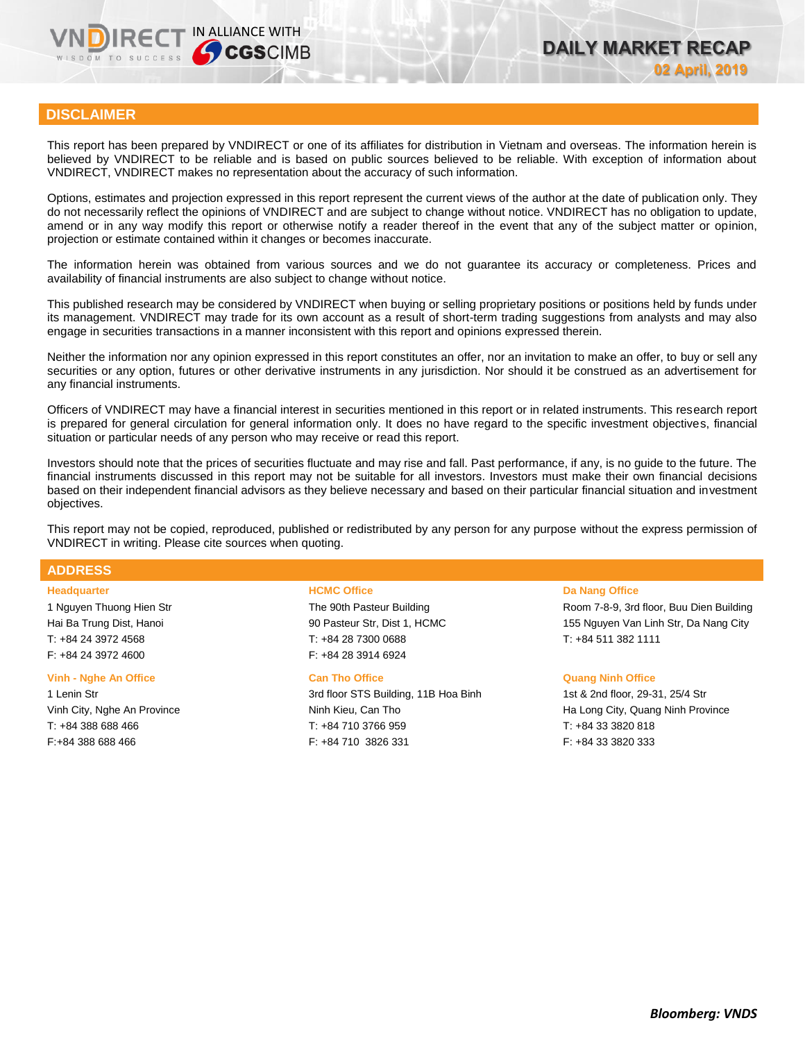## DISCLAIMER

This report has been prepared by VNDIRECT or one of its affiliates for distribution in Vietnam and overseas. The information herein is believed by VNDIRECT to be reliable and is based on public sources believed to be reliable. With exception of information about VNDIRECT, VNDIRECT makes no representation about the accuracy of such information.

Options, estimates and projection expressed in this report represent the current views of the author at the date of publication only. They do not necessarily reflect the opinions of VNDIRECT and are subject to change without notice. VNDIRECT has no obligation to update, amend or in any way modify this report or otherwise notify a reader thereof in the event that any of the subject matter or opinion, projection or estimate contained within it changes or becomes inaccurate.

The information herein was obtained from various sources and we do not guarantee its accuracy or completeness. Prices and availability of financial instruments are also subject to change without notice.

This published research may be considered by VNDIRECT when buying or selling proprietary positions or positions held by funds under its management. VNDIRECT may trade for its own account as a result of short-term trading suggestions from analysts and may also engage in securities transactions in a manner inconsistent with this report and opinions expressed therein.

Neither the information nor any opinion expressed in this report constitutes an offer, nor an invitation to make an offer, to buy or sell any securities or any option, futures or other derivative instruments in any jurisdiction. Nor should it be construed as an advertisement for any financial instruments.

Officers of VNDIRECT may have a financial interest in securities mentioned in this report or in related instruments. This research report is prepared for general circulation for general information only. It does no have regard to the specific investment objectives, financial situation or particular needs of any person who may receive or read this report.

Investors should note that the prices of securities fluctuate and may rise and fall. Past performance, if any, is no guide to the future. The financial instruments discussed in this report may not be suitable for all investors. Investors must make their own financial decisions based on their independent financial advisors as they believe necessary and based on their particular financial situation and investment objectives.

This report may not be copied, reproduced, published or redistributed by any person for any purpose without the express permission of VNDIRECT in writing. Please cite sources when quoting.

## ADDRESS

**Headquarter**
1 Nguyen Thuong Hien Str
Hai Ba Trung Dist, Hanoi
T: +84 24 3972 4568
F: +84 24 3972 4600

**HCMC Office**
The 90th Pasteur Building
90 Pasteur Str, Dist 1, HCMC
T: +84 28 7300 0688
F: +84 28 3914 6924

**Da Nang Office**
Room 7-8-9, 3rd floor, Buu Dien Building
155 Nguyen Van Linh Str, Da Nang City
T: +84 511 382 1111

**Vinh - Nghe An Office**
1 Lenin Str
Vinh City, Nghe An Province
T: +84 388 688 466
F:+84 388 688 466

**Can Tho Office**
3rd floor STS Building, 11B Hoa Binh
Ninh Kieu, Can Tho
T: +84 710 3766 959
F: +84 710 3826 331

**Quang Ninh Office**
1st & 2nd floor, 29-31, 25/4 Str
Ha Long City, Quang Ninh Province
T: +84 33 3820 818
F: +84 33 3820 333

***Bloomberg: VNDS***